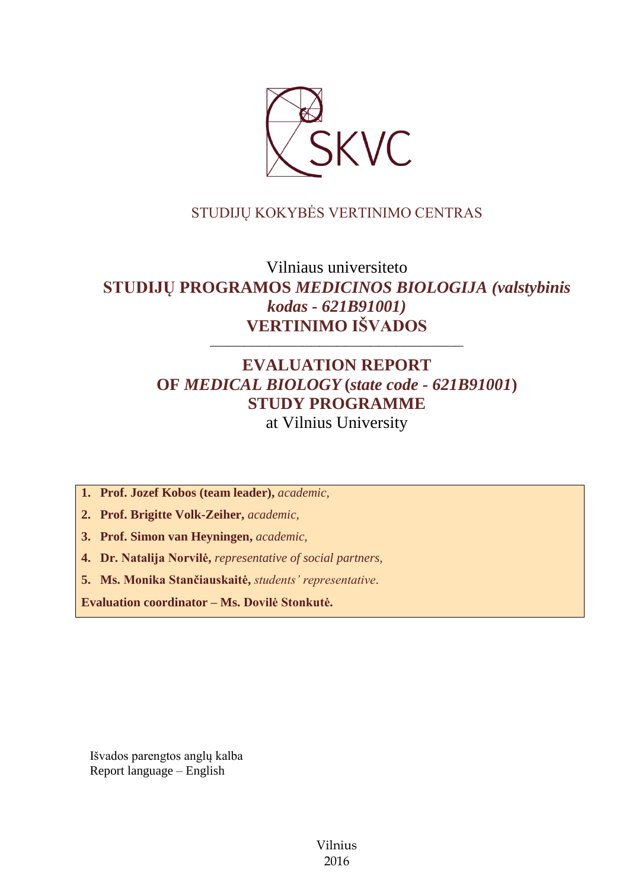SKVC

STUDIJŲ KOKYBĖS VERTINIMO CENTRAS

# Vilniaus universiteto **STUDIJŲ PROGRAMOS *MEDICINOS BIOLOGIJA (valstybinis kodas - 621B91001)* VERTINIMO IŠVADOS**

---

# **EVALUATION REPORT OF *MEDICAL BIOLOGY* (*state code - 621B91001*) STUDY PROGRAMME** at Vilnius University

1. **Prof. Jozef Kobos (team leader),** *academic,*
2. **Prof. Brigitte Volk-Zeiher,** *academic,*
3. **Prof. Simon van Heyningen,** *academic,*
4. **Dr. Natalija Norvilė,** *representative of social partners,*
5. **Ms. Monika Stančiauskaitė,** *students' representative.*

**Evaluation coordinator – Ms. Dovilė Stonkutė.**

Išvados parengtos anglų kalba
Report language – English

Vilnius
2016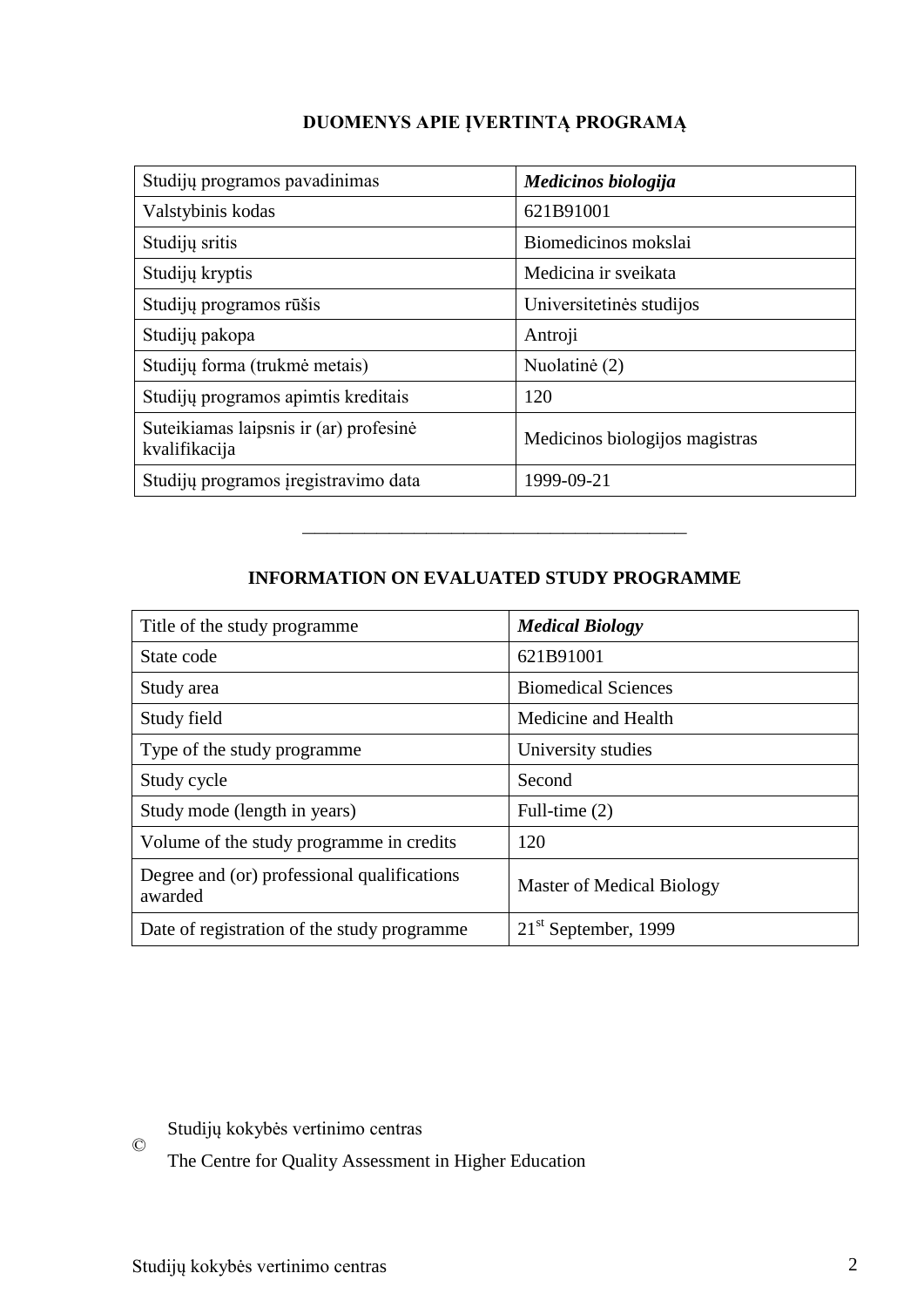## DUOMENYS APIE ĮVERTINTĄ PROGRAMĄ

| Studijų programos pavadinimas | ***Medicinos biologija*** |
|---|---|
| Valstybinis kodas | 621B91001 |
| Studijų sritis | Biomedicinos mokslai |
| Studijų kryptis | Medicina ir sveikata |
| Studijų programos rūšis | Universitetinės studijos |
| Studijų pakopa | Antroji |
| Studijų forma (trukmė metais) | Nuolatinė (2) |
| Studijų programos apimtis kreditais | 120 |
| Suteikiamas laipsnis ir (ar) profesinė kvalifikacija | Medicinos biologijos magistras |
| Studijų programos įregistravimo data | 1999-09-21 |

---

## INFORMATION ON EVALUATED STUDY PROGRAMME

| Title of the study programme | ***Medical Biology*** |
|---|---|
| State code | 621B91001 |
| Study area | Biomedical Sciences |
| Study field | Medicine and Health |
| Type of the study programme | University studies |
| Study cycle | Second |
| Study mode (length in years) | Full-time (2) |
| Volume of the study programme in credits | 120 |
| Degree and (or) professional qualifications awarded | Master of Medical Biology |
| Date of registration of the study programme | 21st September, 1999 |

© Studijų kokybės vertinimo centras
The Centre for Quality Assessment in Higher Education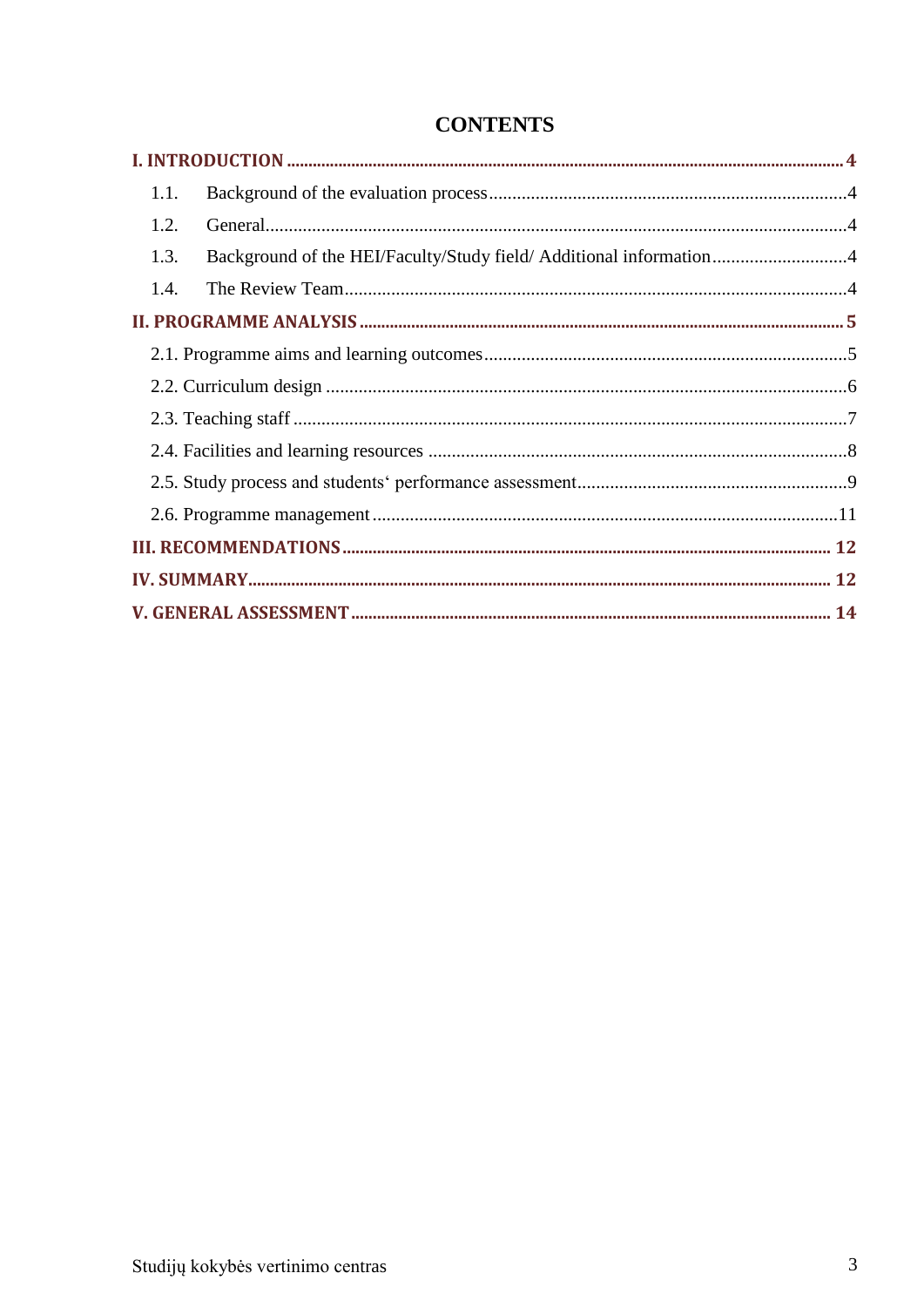# CONTENTS

**I. INTRODUCTION** .................................................. **4**

1.1. Background of the evaluation process .................................................. 4

1.2. General .................................................. 4

1.3. Background of the HEI/Faculty/Study field/ Additional information .................................................. 4

1.4. The Review Team .................................................. 4

**II. PROGRAMME ANALYSIS** .................................................. **5**

2.1. Programme aims and learning outcomes .................................................. 5

2.2. Curriculum design .................................................. 6

2.3. Teaching staff .................................................. 7

2.4. Facilities and learning resources .................................................. 8

2.5. Study process and students‘ performance assessment .................................................. 9

2.6. Programme management .................................................. 11

**III. RECOMMENDATIONS** .................................................. **12**

**IV. SUMMARY** .................................................. **12**

**V. GENERAL ASSESSMENT** .................................................. **14**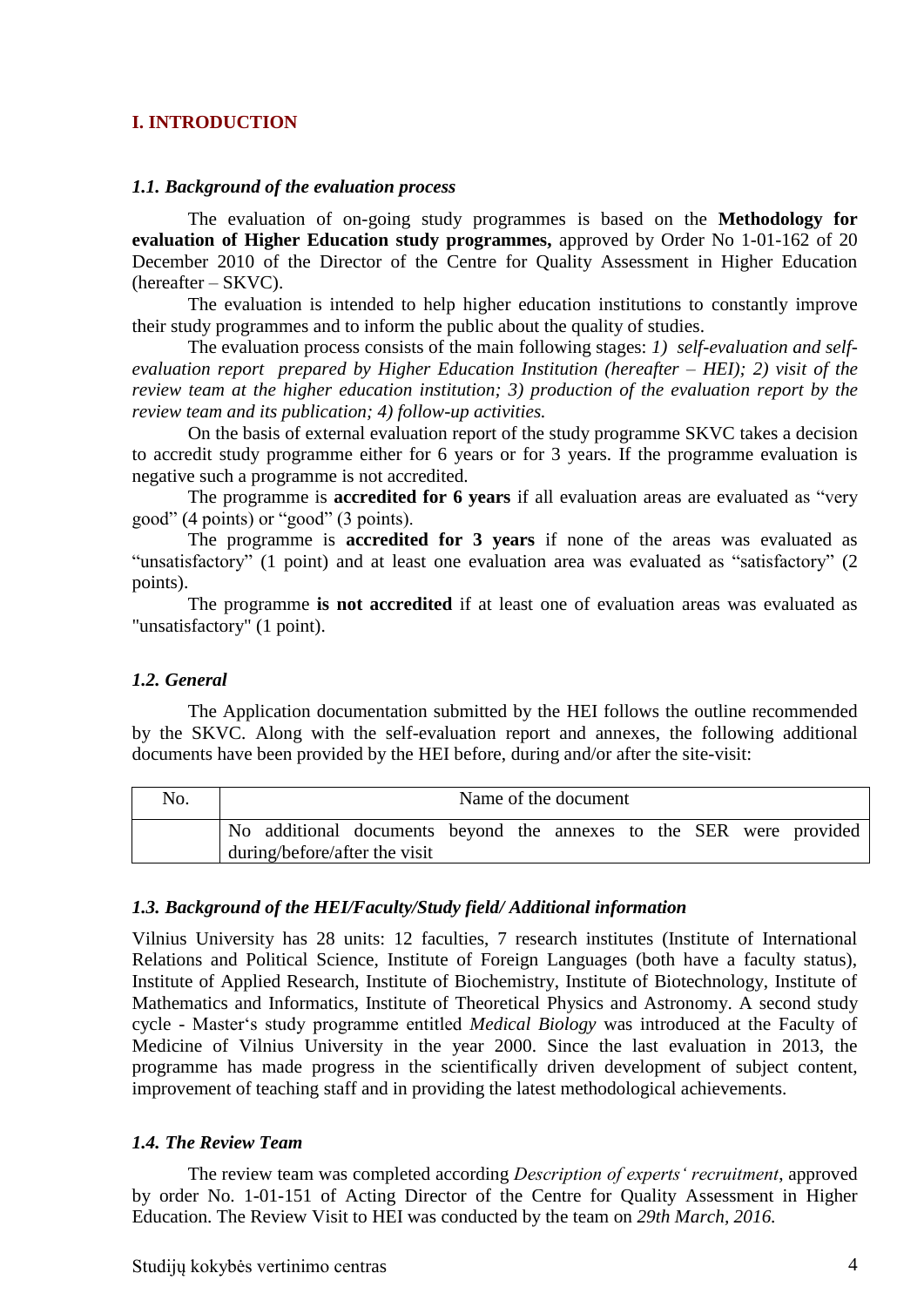## I. INTRODUCTION

### *1.1. Background of the evaluation process*

The evaluation of on-going study programmes is based on the **Methodology for evaluation of Higher Education study programmes,** approved by Order No 1-01-162 of 20 December 2010 of the Director of the Centre for Quality Assessment in Higher Education (hereafter – SKVC).

The evaluation is intended to help higher education institutions to constantly improve their study programmes and to inform the public about the quality of studies.

The evaluation process consists of the main following stages: *1) self-evaluation and self-evaluation report prepared by Higher Education Institution (hereafter – HEI); 2) visit of the review team at the higher education institution; 3) production of the evaluation report by the review team and its publication; 4) follow-up activities.*

On the basis of external evaluation report of the study programme SKVC takes a decision to accredit study programme either for 6 years or for 3 years. If the programme evaluation is negative such a programme is not accredited.

The programme is **accredited for 6 years** if all evaluation areas are evaluated as "very good" (4 points) or "good" (3 points).

The programme is **accredited for 3 years** if none of the areas was evaluated as "unsatisfactory" (1 point) and at least one evaluation area was evaluated as "satisfactory" (2 points).

The programme **is not accredited** if at least one of evaluation areas was evaluated as "unsatisfactory" (1 point).

### *1.2. General*

The Application documentation submitted by the HEI follows the outline recommended by the SKVC. Along with the self-evaluation report and annexes, the following additional documents have been provided by the HEI before, during and/or after the site-visit:

| No. | Name of the document |
|---|---|
| | No additional documents beyond the annexes to the SER were provided during/before/after the visit |

### *1.3. Background of the HEI/Faculty/Study field/ Additional information*

Vilnius University has 28 units: 12 faculties, 7 research institutes (Institute of International Relations and Political Science, Institute of Foreign Languages (both have a faculty status), Institute of Applied Research, Institute of Biochemistry, Institute of Biotechnology, Institute of Mathematics and Informatics, Institute of Theoretical Physics and Astronomy. A second study cycle - Master's study programme entitled *Medical Biology* was introduced at the Faculty of Medicine of Vilnius University in the year 2000. Since the last evaluation in 2013, the programme has made progress in the scientifically driven development of subject content, improvement of teaching staff and in providing the latest methodological achievements.

### *1.4. The Review Team*

The review team was completed according *Description of experts' recruitment*, approved by order No. 1-01-151 of Acting Director of the Centre for Quality Assessment in Higher Education. The Review Visit to HEI was conducted by the team on *29th March, 2016.*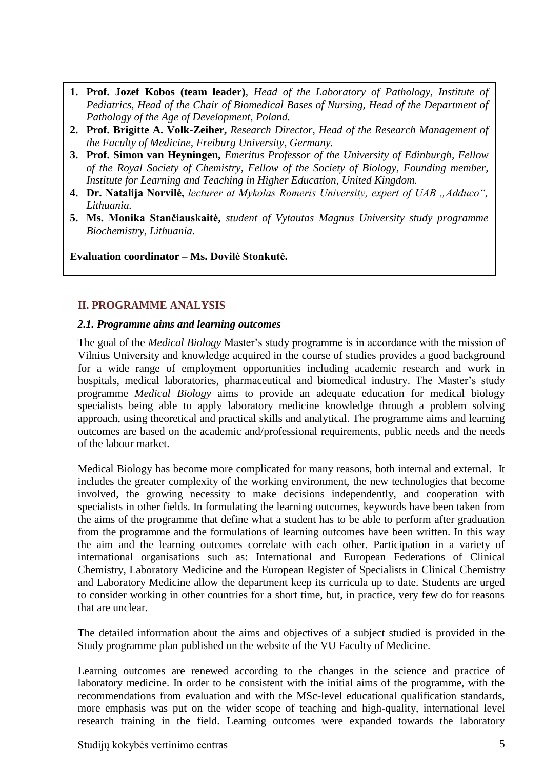1. **Prof. Jozef Kobos (team leader)**, *Head of the Laboratory of Pathology, Institute of Pediatrics, Head of the Chair of Biomedical Bases of Nursing, Head of the Department of Pathology of the Age of Development, Poland.*
2. **Prof. Brigitte A. Volk-Zeiher,** *Research Director, Head of the Research Management of the Faculty of Medicine, Freiburg University, Germany.*
3. **Prof. Simon van Heyningen,** *Emeritus Professor of the University of Edinburgh, Fellow of the Royal Society of Chemistry, Fellow of the Society of Biology, Founding member, Institute for Learning and Teaching in Higher Education, United Kingdom.*
4. **Dr. Natalija Norvilė,** *lecturer at Mykolas Romeris University, expert of UAB „Adduco", Lithuania.*
5. **Ms. Monika Stančiauskaitė,** *student of Vytautas Magnus University study programme Biochemistry, Lithuania.*

**Evaluation coordinator – Ms. Dovilė Stonkutė.**

## II. PROGRAMME ANALYSIS

### *2.1. Programme aims and learning outcomes*

The goal of the *Medical Biology* Master's study programme is in accordance with the mission of Vilnius University and knowledge acquired in the course of studies provides a good background for a wide range of employment opportunities including academic research and work in hospitals, medical laboratories, pharmaceutical and biomedical industry. The Master's study programme *Medical Biology* aims to provide an adequate education for medical biology specialists being able to apply laboratory medicine knowledge through a problem solving approach, using theoretical and practical skills and analytical. The programme aims and learning outcomes are based on the academic and/professional requirements, public needs and the needs of the labour market.

Medical Biology has become more complicated for many reasons, both internal and external. It includes the greater complexity of the working environment, the new technologies that become involved, the growing necessity to make decisions independently, and cooperation with specialists in other fields. In formulating the learning outcomes, keywords have been taken from the aims of the programme that define what a student has to be able to perform after graduation from the programme and the formulations of learning outcomes have been written. In this way the aim and the learning outcomes correlate with each other. Participation in a variety of international organisations such as: International and European Federations of Clinical Chemistry, Laboratory Medicine and the European Register of Specialists in Clinical Chemistry and Laboratory Medicine allow the department keep its curricula up to date. Students are urged to consider working in other countries for a short time, but, in practice, very few do for reasons that are unclear.

The detailed information about the aims and objectives of a subject studied is provided in the Study programme plan published on the website of the VU Faculty of Medicine.

Learning outcomes are renewed according to the changes in the science and practice of laboratory medicine. In order to be consistent with the initial aims of the programme, with the recommendations from evaluation and with the MSc-level educational qualification standards, more emphasis was put on the wider scope of teaching and high-quality, international level research training in the field. Learning outcomes were expanded towards the laboratory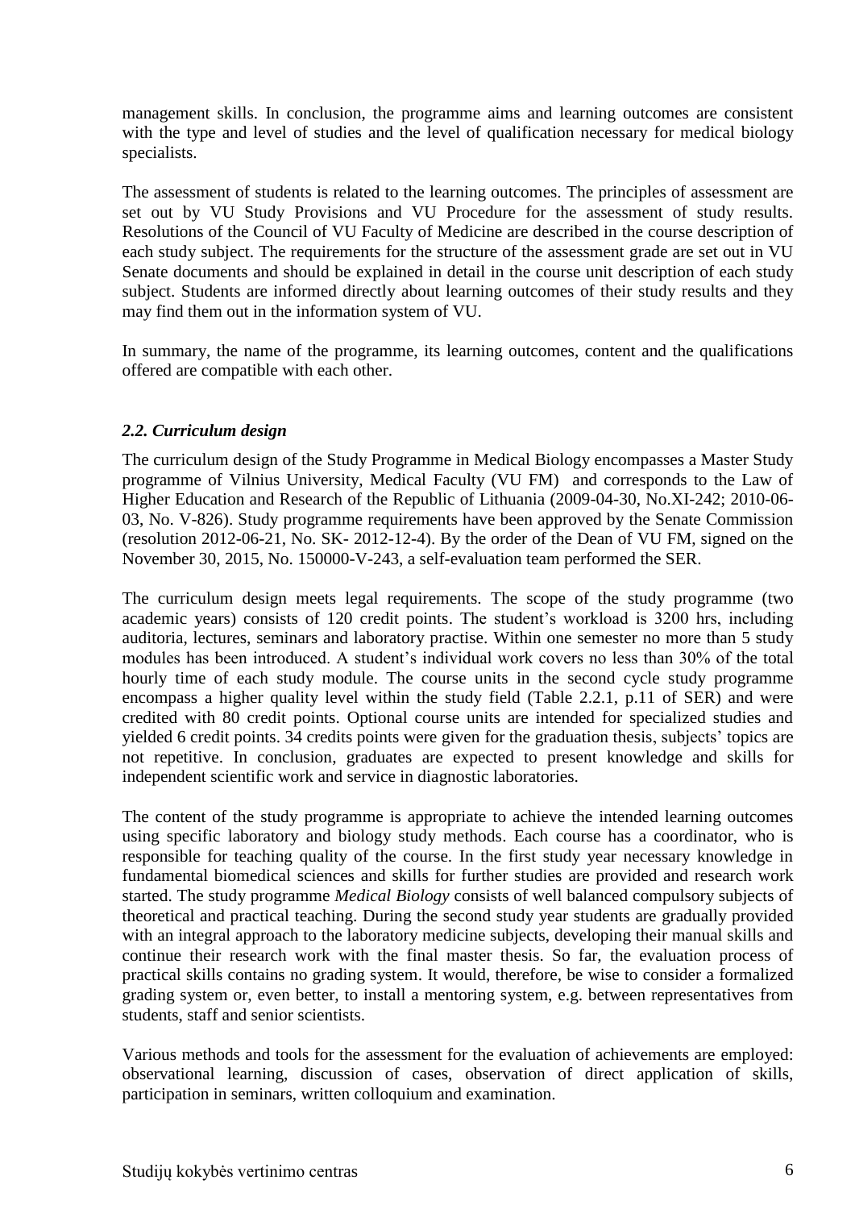management skills. In conclusion, the programme aims and learning outcomes are consistent with the type and level of studies and the level of qualification necessary for medical biology specialists.

The assessment of students is related to the learning outcomes. The principles of assessment are set out by VU Study Provisions and VU Procedure for the assessment of study results. Resolutions of the Council of VU Faculty of Medicine are described in the course description of each study subject. The requirements for the structure of the assessment grade are set out in VU Senate documents and should be explained in detail in the course unit description of each study subject. Students are informed directly about learning outcomes of their study results and they may find them out in the information system of VU.

In summary, the name of the programme, its learning outcomes, content and the qualifications offered are compatible with each other.

### *2.2. Curriculum design*

The curriculum design of the Study Programme in Medical Biology encompasses a Master Study programme of Vilnius University, Medical Faculty (VU FM) and corresponds to the Law of Higher Education and Research of the Republic of Lithuania (2009-04-30, No.XI-242; 2010-06-03, No. V-826). Study programme requirements have been approved by the Senate Commission (resolution 2012-06-21, No. SK- 2012-12-4). By the order of the Dean of VU FM, signed on the November 30, 2015, No. 150000-V-243, a self-evaluation team performed the SER.

The curriculum design meets legal requirements. The scope of the study programme (two academic years) consists of 120 credit points. The student's workload is 3200 hrs, including auditoria, lectures, seminars and laboratory practise. Within one semester no more than 5 study modules has been introduced. A student's individual work covers no less than 30% of the total hourly time of each study module. The course units in the second cycle study programme encompass a higher quality level within the study field (Table 2.2.1, p.11 of SER) and were credited with 80 credit points. Optional course units are intended for specialized studies and yielded 6 credit points. 34 credits points were given for the graduation thesis, subjects' topics are not repetitive. In conclusion, graduates are expected to present knowledge and skills for independent scientific work and service in diagnostic laboratories.

The content of the study programme is appropriate to achieve the intended learning outcomes using specific laboratory and biology study methods. Each course has a coordinator, who is responsible for teaching quality of the course. In the first study year necessary knowledge in fundamental biomedical sciences and skills for further studies are provided and research work started. The study programme *Medical Biology* consists of well balanced compulsory subjects of theoretical and practical teaching. During the second study year students are gradually provided with an integral approach to the laboratory medicine subjects, developing their manual skills and continue their research work with the final master thesis. So far, the evaluation process of practical skills contains no grading system. It would, therefore, be wise to consider a formalized grading system or, even better, to install a mentoring system, e.g. between representatives from students, staff and senior scientists.

Various methods and tools for the assessment for the evaluation of achievements are employed: observational learning, discussion of cases, observation of direct application of skills, participation in seminars, written colloquium and examination.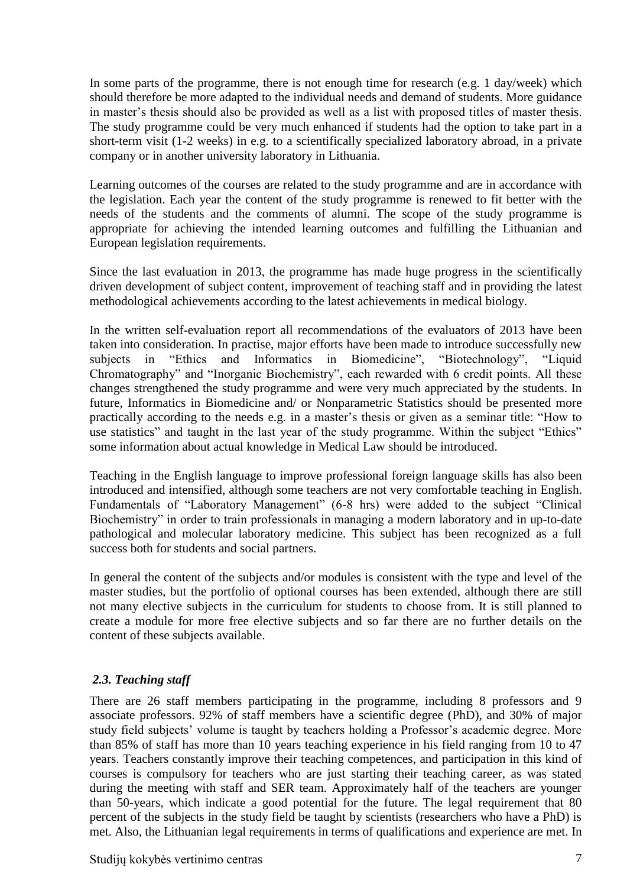In some parts of the programme, there is not enough time for research (e.g. 1 day/week) which should therefore be more adapted to the individual needs and demand of students. More guidance in master's thesis should also be provided as well as a list with proposed titles of master thesis. The study programme could be very much enhanced if students had the option to take part in a short-term visit (1-2 weeks) in e.g. to a scientifically specialized laboratory abroad, in a private company or in another university laboratory in Lithuania.

Learning outcomes of the courses are related to the study programme and are in accordance with the legislation. Each year the content of the study programme is renewed to fit better with the needs of the students and the comments of alumni. The scope of the study programme is appropriate for achieving the intended learning outcomes and fulfilling the Lithuanian and European legislation requirements.

Since the last evaluation in 2013, the programme has made huge progress in the scientifically driven development of subject content, improvement of teaching staff and in providing the latest methodological achievements according to the latest achievements in medical biology.

In the written self-evaluation report all recommendations of the evaluators of 2013 have been taken into consideration. In practise, major efforts have been made to introduce successfully new subjects in "Ethics and Informatics in Biomedicine", "Biotechnology", "Liquid Chromatography" and "Inorganic Biochemistry", each rewarded with 6 credit points. All these changes strengthened the study programme and were very much appreciated by the students. In future, Informatics in Biomedicine and/ or Nonparametric Statistics should be presented more practically according to the needs e.g. in a master's thesis or given as a seminar title: "How to use statistics" and taught in the last year of the study programme. Within the subject "Ethics" some information about actual knowledge in Medical Law should be introduced.

Teaching in the English language to improve professional foreign language skills has also been introduced and intensified, although some teachers are not very comfortable teaching in English. Fundamentals of "Laboratory Management" (6-8 hrs) were added to the subject "Clinical Biochemistry" in order to train professionals in managing a modern laboratory and in up-to-date pathological and molecular laboratory medicine. This subject has been recognized as a full success both for students and social partners.

In general the content of the subjects and/or modules is consistent with the type and level of the master studies, but the portfolio of optional courses has been extended, although there are still not many elective subjects in the curriculum for students to choose from. It is still planned to create a module for more free elective subjects and so far there are no further details on the content of these subjects available.

### *2.3. Teaching staff*

There are 26 staff members participating in the programme, including 8 professors and 9 associate professors. 92% of staff members have a scientific degree (PhD), and 30% of major study field subjects' volume is taught by teachers holding a Professor's academic degree. More than 85% of staff has more than 10 years teaching experience in his field ranging from 10 to 47 years. Teachers constantly improve their teaching competences, and participation in this kind of courses is compulsory for teachers who are just starting their teaching career, as was stated during the meeting with staff and SER team. Approximately half of the teachers are younger than 50-years, which indicate a good potential for the future. The legal requirement that 80 percent of the subjects in the study field be taught by scientists (researchers who have a PhD) is met. Also, the Lithuanian legal requirements in terms of qualifications and experience are met. In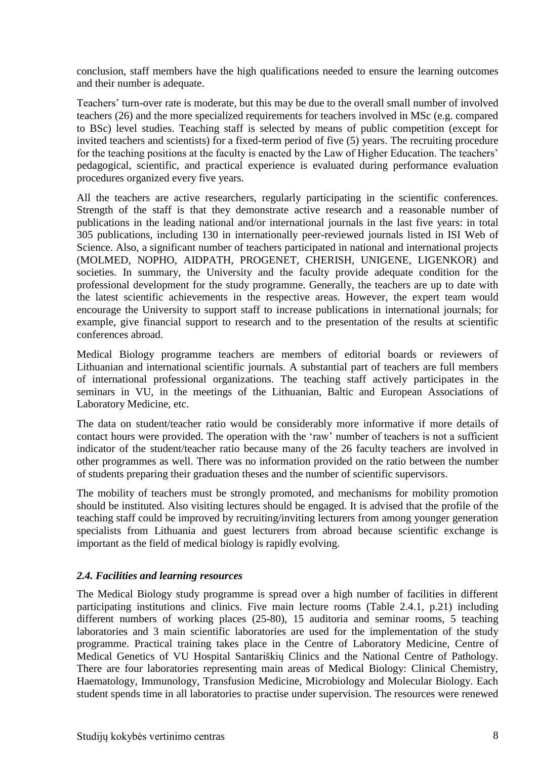conclusion, staff members have the high qualifications needed to ensure the learning outcomes and their number is adequate.

Teachers' turn-over rate is moderate, but this may be due to the overall small number of involved teachers (26) and the more specialized requirements for teachers involved in MSc (e.g. compared to BSc) level studies. Teaching staff is selected by means of public competition (except for invited teachers and scientists) for a fixed-term period of five (5) years. The recruiting procedure for the teaching positions at the faculty is enacted by the Law of Higher Education. The teachers' pedagogical, scientific, and practical experience is evaluated during performance evaluation procedures organized every five years.

All the teachers are active researchers, regularly participating in the scientific conferences. Strength of the staff is that they demonstrate active research and a reasonable number of publications in the leading national and/or international journals in the last five years: in total 305 publications, including 130 in internationally peer-reviewed journals listed in ISI Web of Science. Also, a significant number of teachers participated in national and international projects (MOLMED, NOPHO, AIDPATH, PROGENET, CHERISH, UNIGENE, LIGENKOR) and societies. In summary, the University and the faculty provide adequate condition for the professional development for the study programme. Generally, the teachers are up to date with the latest scientific achievements in the respective areas. However, the expert team would encourage the University to support staff to increase publications in international journals; for example, give financial support to research and to the presentation of the results at scientific conferences abroad.

Medical Biology programme teachers are members of editorial boards or reviewers of Lithuanian and international scientific journals. A substantial part of teachers are full members of international professional organizations. The teaching staff actively participates in the seminars in VU, in the meetings of the Lithuanian, Baltic and European Associations of Laboratory Medicine, etc.

The data on student/teacher ratio would be considerably more informative if more details of contact hours were provided. The operation with the 'raw' number of teachers is not a sufficient indicator of the student/teacher ratio because many of the 26 faculty teachers are involved in other programmes as well. There was no information provided on the ratio between the number of students preparing their graduation theses and the number of scientific supervisors.

The mobility of teachers must be strongly promoted, and mechanisms for mobility promotion should be instituted. Also visiting lectures should be engaged. It is advised that the profile of the teaching staff could be improved by recruiting/inviting lecturers from among younger generation specialists from Lithuania and guest lecturers from abroad because scientific exchange is important as the field of medical biology is rapidly evolving.

### *2.4. Facilities and learning resources*

The Medical Biology study programme is spread over a high number of facilities in different participating institutions and clinics. Five main lecture rooms (Table 2.4.1, p.21) including different numbers of working places (25-80), 15 auditoria and seminar rooms, 5 teaching laboratories and 3 main scientific laboratories are used for the implementation of the study programme. Practical training takes place in the Centre of Laboratory Medicine, Centre of Medical Genetics of VU Hospital Santariškių Clinics and the National Centre of Pathology. There are four laboratories representing main areas of Medical Biology: Clinical Chemistry, Haematology, Immunology, Transfusion Medicine, Microbiology and Molecular Biology. Each student spends time in all laboratories to practise under supervision. The resources were renewed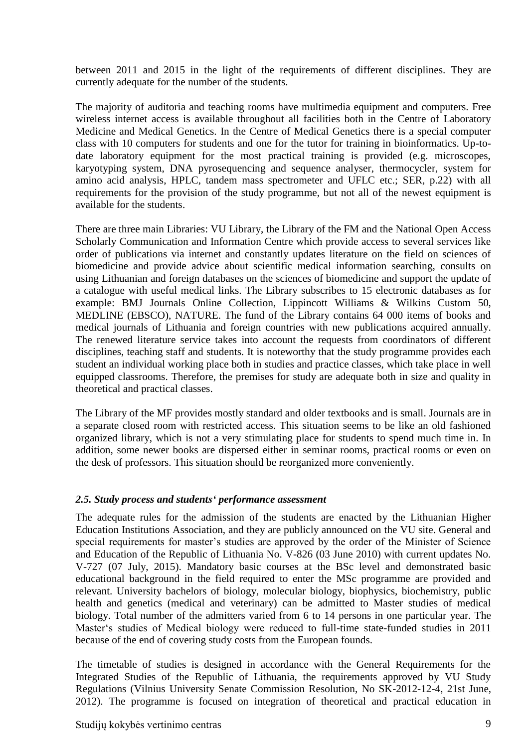between 2011 and 2015 in the light of the requirements of different disciplines. They are currently adequate for the number of the students.

The majority of auditoria and teaching rooms have multimedia equipment and computers. Free wireless internet access is available throughout all facilities both in the Centre of Laboratory Medicine and Medical Genetics. In the Centre of Medical Genetics there is a special computer class with 10 computers for students and one for the tutor for training in bioinformatics. Up-to-date laboratory equipment for the most practical training is provided (e.g. microscopes, karyotyping system, DNA pyrosequencing and sequence analyser, thermocycler, system for amino acid analysis, HPLC, tandem mass spectrometer and UFLC etc.; SER, p.22) with all requirements for the provision of the study programme, but not all of the newest equipment is available for the students.

There are three main Libraries: VU Library, the Library of the FM and the National Open Access Scholarly Communication and Information Centre which provide access to several services like order of publications via internet and constantly updates literature on the field on sciences of biomedicine and provide advice about scientific medical information searching, consults on using Lithuanian and foreign databases on the sciences of biomedicine and support the update of a catalogue with useful medical links. The Library subscribes to 15 electronic databases as for example: BMJ Journals Online Collection, Lippincott Williams & Wilkins Custom 50, MEDLINE (EBSCO), NATURE. The fund of the Library contains 64 000 items of books and medical journals of Lithuania and foreign countries with new publications acquired annually. The renewed literature service takes into account the requests from coordinators of different disciplines, teaching staff and students. It is noteworthy that the study programme provides each student an individual working place both in studies and practice classes, which take place in well equipped classrooms. Therefore, the premises for study are adequate both in size and quality in theoretical and practical classes.

The Library of the MF provides mostly standard and older textbooks and is small. Journals are in a separate closed room with restricted access. This situation seems to be like an old fashioned organized library, which is not a very stimulating place for students to spend much time in. In addition, some newer books are dispersed either in seminar rooms, practical rooms or even on the desk of professors. This situation should be reorganized more conveniently.

### *2.5. Study process and students' performance assessment*

The adequate rules for the admission of the students are enacted by the Lithuanian Higher Education Institutions Association, and they are publicly announced on the VU site. General and special requirements for master's studies are approved by the order of the Minister of Science and Education of the Republic of Lithuania No. V-826 (03 June 2010) with current updates No. V-727 (07 July, 2015). Mandatory basic courses at the BSc level and demonstrated basic educational background in the field required to enter the MSc programme are provided and relevant. University bachelors of biology, molecular biology, biophysics, biochemistry, public health and genetics (medical and veterinary) can be admitted to Master studies of medical biology. Total number of the admitters varied from 6 to 14 persons in one particular year. The Master's studies of Medical biology were reduced to full-time state-funded studies in 2011 because of the end of covering study costs from the European founds.

The timetable of studies is designed in accordance with the General Requirements for the Integrated Studies of the Republic of Lithuania, the requirements approved by VU Study Regulations (Vilnius University Senate Commission Resolution, No SK-2012-12-4, 21st June, 2012). The programme is focused on integration of theoretical and practical education in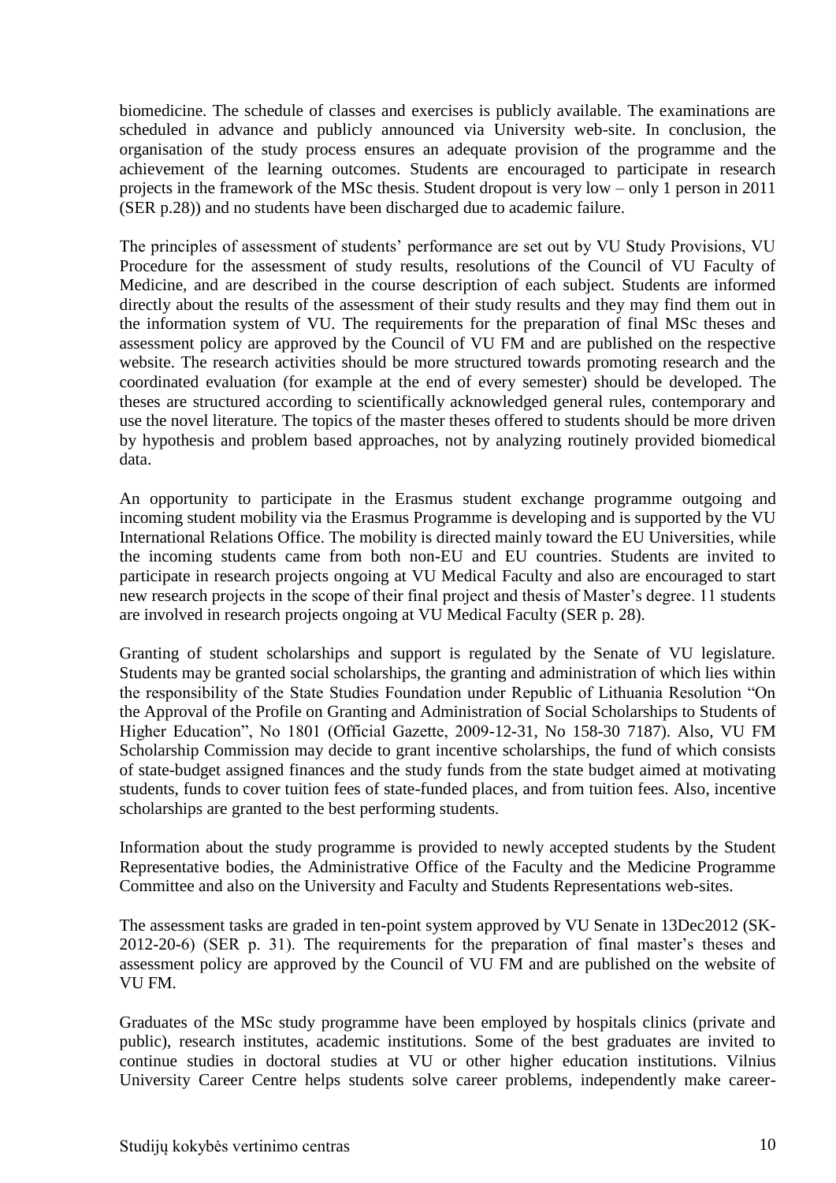biomedicine. The schedule of classes and exercises is publicly available. The examinations are scheduled in advance and publicly announced via University web-site. In conclusion, the organisation of the study process ensures an adequate provision of the programme and the achievement of the learning outcomes. Students are encouraged to participate in research projects in the framework of the MSc thesis. Student dropout is very low – only 1 person in 2011 (SER p.28)) and no students have been discharged due to academic failure.

The principles of assessment of students' performance are set out by VU Study Provisions, VU Procedure for the assessment of study results, resolutions of the Council of VU Faculty of Medicine, and are described in the course description of each subject. Students are informed directly about the results of the assessment of their study results and they may find them out in the information system of VU. The requirements for the preparation of final MSc theses and assessment policy are approved by the Council of VU FM and are published on the respective website. The research activities should be more structured towards promoting research and the coordinated evaluation (for example at the end of every semester) should be developed. The theses are structured according to scientifically acknowledged general rules, contemporary and use the novel literature. The topics of the master theses offered to students should be more driven by hypothesis and problem based approaches, not by analyzing routinely provided biomedical data.

An opportunity to participate in the Erasmus student exchange programme outgoing and incoming student mobility via the Erasmus Programme is developing and is supported by the VU International Relations Office. The mobility is directed mainly toward the EU Universities, while the incoming students came from both non-EU and EU countries. Students are invited to participate in research projects ongoing at VU Medical Faculty and also are encouraged to start new research projects in the scope of their final project and thesis of Master's degree. 11 students are involved in research projects ongoing at VU Medical Faculty (SER p. 28).

Granting of student scholarships and support is regulated by the Senate of VU legislature. Students may be granted social scholarships, the granting and administration of which lies within the responsibility of the State Studies Foundation under Republic of Lithuania Resolution "On the Approval of the Profile on Granting and Administration of Social Scholarships to Students of Higher Education", No 1801 (Official Gazette, 2009-12-31, No 158-30 7187). Also, VU FM Scholarship Commission may decide to grant incentive scholarships, the fund of which consists of state-budget assigned finances and the study funds from the state budget aimed at motivating students, funds to cover tuition fees of state-funded places, and from tuition fees. Also, incentive scholarships are granted to the best performing students.

Information about the study programme is provided to newly accepted students by the Student Representative bodies, the Administrative Office of the Faculty and the Medicine Programme Committee and also on the University and Faculty and Students Representations web-sites.

The assessment tasks are graded in ten-point system approved by VU Senate in 13Dec2012 (SK-2012-20-6) (SER p. 31). The requirements for the preparation of final master's theses and assessment policy are approved by the Council of VU FM and are published on the website of VU FM.

Graduates of the MSc study programme have been employed by hospitals clinics (private and public), research institutes, academic institutions. Some of the best graduates are invited to continue studies in doctoral studies at VU or other higher education institutions. Vilnius University Career Centre helps students solve career problems, independently make career-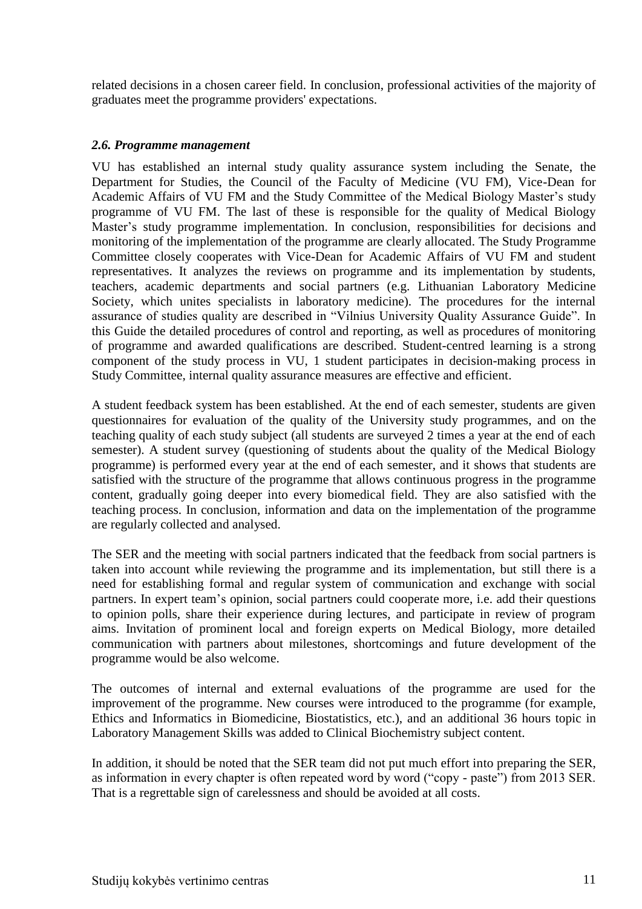related decisions in a chosen career field. In conclusion, professional activities of the majority of graduates meet the programme providers' expectations.

### *2.6. Programme management*

VU has established an internal study quality assurance system including the Senate, the Department for Studies, the Council of the Faculty of Medicine (VU FM), Vice-Dean for Academic Affairs of VU FM and the Study Committee of the Medical Biology Master's study programme of VU FM. The last of these is responsible for the quality of Medical Biology Master's study programme implementation. In conclusion, responsibilities for decisions and monitoring of the implementation of the programme are clearly allocated. The Study Programme Committee closely cooperates with Vice-Dean for Academic Affairs of VU FM and student representatives. It analyzes the reviews on programme and its implementation by students, teachers, academic departments and social partners (e.g. Lithuanian Laboratory Medicine Society, which unites specialists in laboratory medicine). The procedures for the internal assurance of studies quality are described in "Vilnius University Quality Assurance Guide". In this Guide the detailed procedures of control and reporting, as well as procedures of monitoring of programme and awarded qualifications are described. Student-centred learning is a strong component of the study process in VU, 1 student participates in decision-making process in Study Committee, internal quality assurance measures are effective and efficient.

A student feedback system has been established. At the end of each semester, students are given questionnaires for evaluation of the quality of the University study programmes, and on the teaching quality of each study subject (all students are surveyed 2 times a year at the end of each semester). A student survey (questioning of students about the quality of the Medical Biology programme) is performed every year at the end of each semester, and it shows that students are satisfied with the structure of the programme that allows continuous progress in the programme content, gradually going deeper into every biomedical field. They are also satisfied with the teaching process. In conclusion, information and data on the implementation of the programme are regularly collected and analysed.

The SER and the meeting with social partners indicated that the feedback from social partners is taken into account while reviewing the programme and its implementation, but still there is a need for establishing formal and regular system of communication and exchange with social partners. In expert team's opinion, social partners could cooperate more, i.e. add their questions to opinion polls, share their experience during lectures, and participate in review of program aims. Invitation of prominent local and foreign experts on Medical Biology, more detailed communication with partners about milestones, shortcomings and future development of the programme would be also welcome.

The outcomes of internal and external evaluations of the programme are used for the improvement of the programme. New courses were introduced to the programme (for example, Ethics and Informatics in Biomedicine, Biostatistics, etc.), and an additional 36 hours topic in Laboratory Management Skills was added to Clinical Biochemistry subject content.

In addition, it should be noted that the SER team did not put much effort into preparing the SER, as information in every chapter is often repeated word by word ("copy - paste") from 2013 SER. That is a regrettable sign of carelessness and should be avoided at all costs.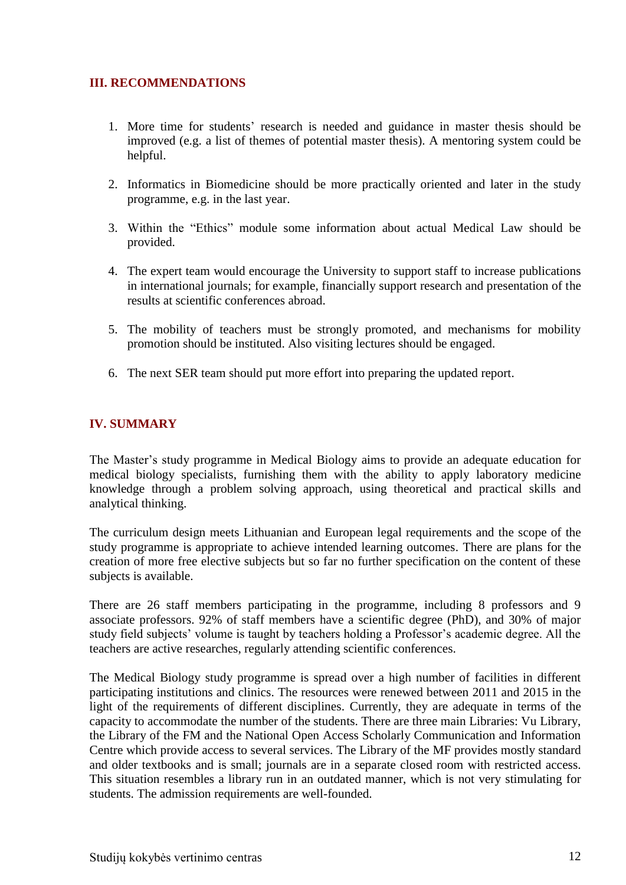## III. RECOMMENDATIONS

1. More time for students' research is needed and guidance in master thesis should be improved (e.g. a list of themes of potential master thesis). A mentoring system could be helpful.

2. Informatics in Biomedicine should be more practically oriented and later in the study programme, e.g. in the last year.

3. Within the "Ethics" module some information about actual Medical Law should be provided.

4. The expert team would encourage the University to support staff to increase publications in international journals; for example, financially support research and presentation of the results at scientific conferences abroad.

5. The mobility of teachers must be strongly promoted, and mechanisms for mobility promotion should be instituted. Also visiting lectures should be engaged.

6. The next SER team should put more effort into preparing the updated report.

## IV. SUMMARY

The Master's study programme in Medical Biology aims to provide an adequate education for medical biology specialists, furnishing them with the ability to apply laboratory medicine knowledge through a problem solving approach, using theoretical and practical skills and analytical thinking.

The curriculum design meets Lithuanian and European legal requirements and the scope of the study programme is appropriate to achieve intended learning outcomes. There are plans for the creation of more free elective subjects but so far no further specification on the content of these subjects is available.

There are 26 staff members participating in the programme, including 8 professors and 9 associate professors. 92% of staff members have a scientific degree (PhD), and 30% of major study field subjects' volume is taught by teachers holding a Professor's academic degree. All the teachers are active researches, regularly attending scientific conferences.

The Medical Biology study programme is spread over a high number of facilities in different participating institutions and clinics. The resources were renewed between 2011 and 2015 in the light of the requirements of different disciplines. Currently, they are adequate in terms of the capacity to accommodate the number of the students. There are three main Libraries: Vu Library, the Library of the FM and the National Open Access Scholarly Communication and Information Centre which provide access to several services. The Library of the MF provides mostly standard and older textbooks and is small; journals are in a separate closed room with restricted access. This situation resembles a library run in an outdated manner, which is not very stimulating for students. The admission requirements are well-founded.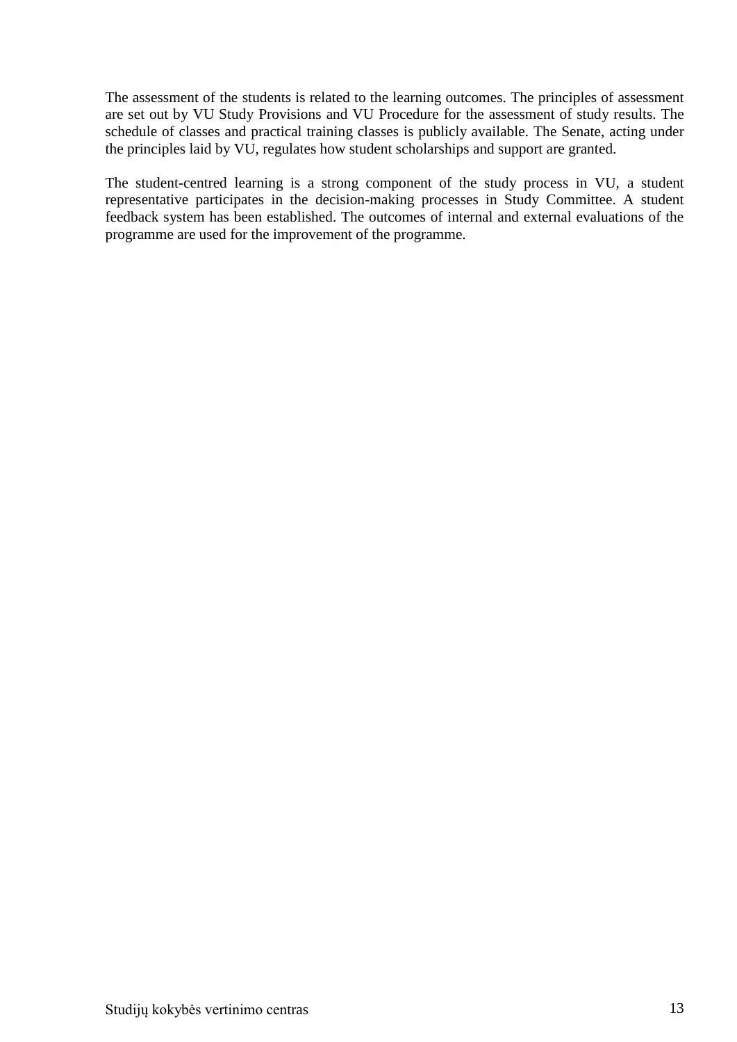The assessment of the students is related to the learning outcomes. The principles of assessment are set out by VU Study Provisions and VU Procedure for the assessment of study results. The schedule of classes and practical training classes is publicly available. The Senate, acting under the principles laid by VU, regulates how student scholarships and support are granted.

The student-centred learning is a strong component of the study process in VU, a student representative participates in the decision-making processes in Study Committee. A student feedback system has been established. The outcomes of internal and external evaluations of the programme are used for the improvement of the programme.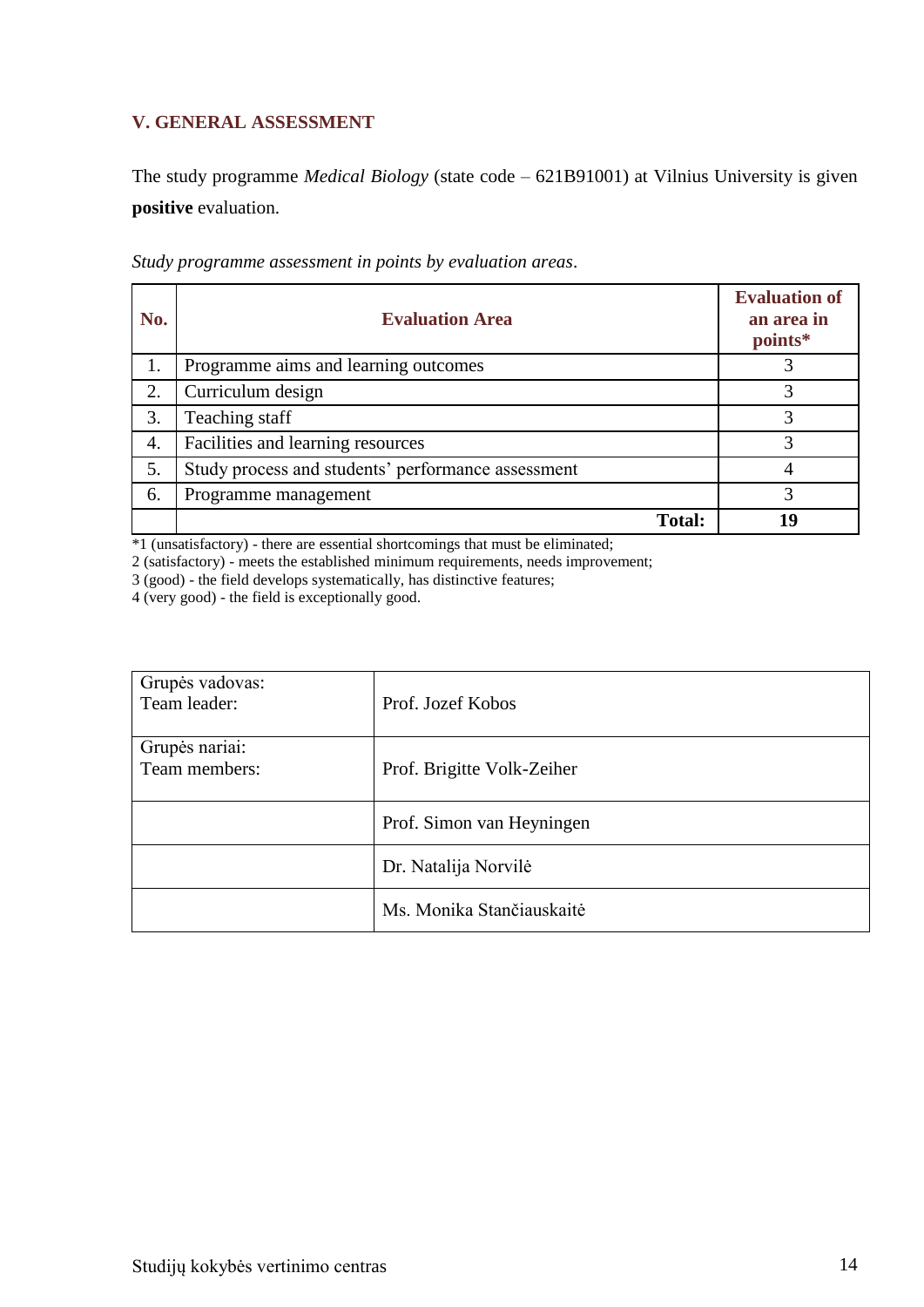## V. GENERAL ASSESSMENT

The study programme *Medical Biology* (state code – 621B91001) at Vilnius University is given **positive** evaluation.

*Study programme assessment in points by evaluation areas*.

| No. | Evaluation Area | Evaluation of an area in points* |
|---|---|---|
| 1. | Programme aims and learning outcomes | 3 |
| 2. | Curriculum design | 3 |
| 3. | Teaching staff | 3 |
| 4. | Facilities and learning resources | 3 |
| 5. | Study process and students' performance assessment | 4 |
| 6. | Programme management | 3 |
| | **Total:** | **19** |

*1 (unsatisfactory) - there are essential shortcomings that must be eliminated;
2 (satisfactory) - meets the established minimum requirements, needs improvement;
3 (good) - the field develops systematically, has distinctive features;
4 (very good) - the field is exceptionally good.

| | |
|---|---|
| Grupės vadovas:<br>Team leader: | Prof. Jozef Kobos |
| Grupės nariai:<br>Team members: | Prof. Brigitte Volk-Zeiher |
| | Prof. Simon van Heyningen |
| | Dr. Natalija Norvilė |
| | Ms. Monika Stančiauskaitė |

Studijų kokybės vertinimo centras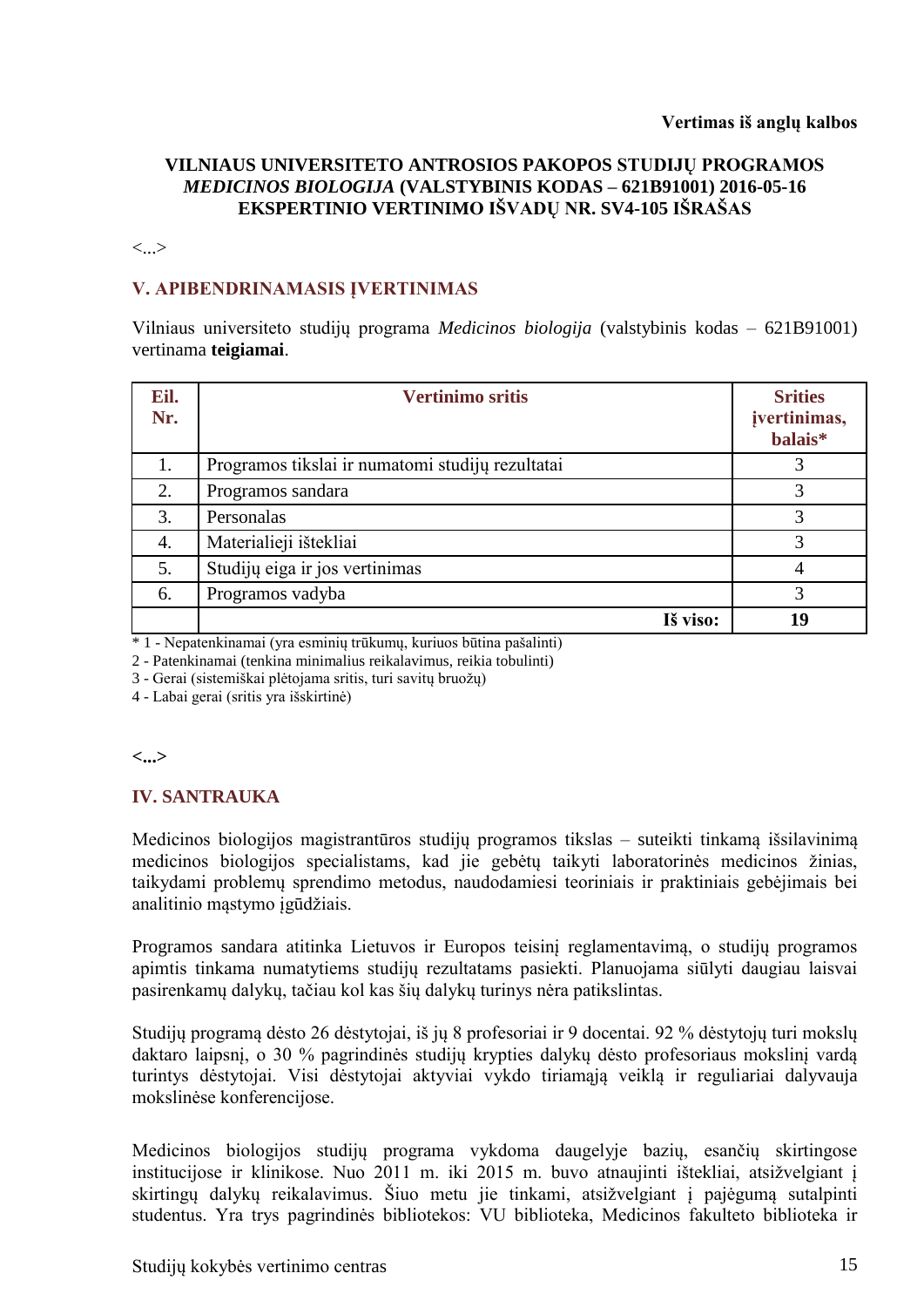**Vertimas iš anglų kalbos**

**VILNIAUS UNIVERSITETO ANTROSIOS PAKOPOS STUDIJŲ PROGRAMOS *MEDICINOS BIOLOGIJA* (VALSTYBINIS KODAS – 621B91001) 2016-05-16 EKSPERTINIO VERTINIMO IŠVADŲ NR. SV4-105 IŠRAŠAS**

<...>

## V. APIBENDRINAMASIS ĮVERTINIMAS

Vilniaus universiteto studijų programa *Medicinos biologija* (valstybinis kodas – 621B91001) vertinama **teigiamai**.

| Eil. Nr. | Vertinimo sritis | Srities įvertinimas, balais* |
|---|---|---|
| 1. | Programos tikslai ir numatomi studijų rezultatai | 3 |
| 2. | Programos sandara | 3 |
| 3. | Personalas | 3 |
| 4. | Materialieji ištekliai | 3 |
| 5. | Studijų eiga ir jos vertinimas | 4 |
| 6. | Programos vadyba | 3 |
| | **Iš viso:** | **19** |

* 1 - Nepatenkinamai (yra esminių trūkumų, kuriuos būtina pašalinti)
2 - Patenkinamai (tenkina minimalius reikalavimus, reikia tobulinti)
3 - Gerai (sistemiškai plėtojama sritis, turi savitų bruožų)
4 - Labai gerai (sritis yra išskirtinė)

**<...>**

## IV. SANTRAUKA

Medicinos biologijos magistrantūros studijų programos tikslas – suteikti tinkamą išsilavinimą medicinos biologijos specialistams, kad jie gebėtų taikyti laboratorinės medicinos žinias, taikydami problemų sprendimo metodus, naudodamiesi teoriniais ir praktiniais gebėjimais bei analitinio mąstymo įgūdžiais.

Programos sandara atitinka Lietuvos ir Europos teisinį reglamentavimą, o studijų programos apimtis tinkama numatytiems studijų rezultatams pasiekti. Planuojama siūlyti daugiau laisvai pasirenkamų dalykų, tačiau kol kas šių dalykų turinys nėra patikslintas.

Studijų programą dėsto 26 dėstytojai, iš jų 8 profesoriai ir 9 docentai. 92 % dėstytojų turi mokslų daktaro laipsnį, o 30 % pagrindinės studijų krypties dalykų dėsto profesoriaus mokslinį vardą turintys dėstytojai. Visi dėstytojai aktyviai vykdo tiriamąją veiklą ir reguliariai dalyvauja mokslinėse konferencijose.

Medicinos biologijos studijų programa vykdoma daugelyje bazių, esančių skirtingose institucijose ir klinikose. Nuo 2011 m. iki 2015 m. buvo atnaujinti ištekliai, atsižvelgiant į skirtingų dalykų reikalavimus. Šiuo metu jie tinkami, atsižvelgiant į pajėgumą sutalpinti studentus. Yra trys pagrindinės bibliotekos: VU biblioteka, Medicinos fakulteto biblioteka ir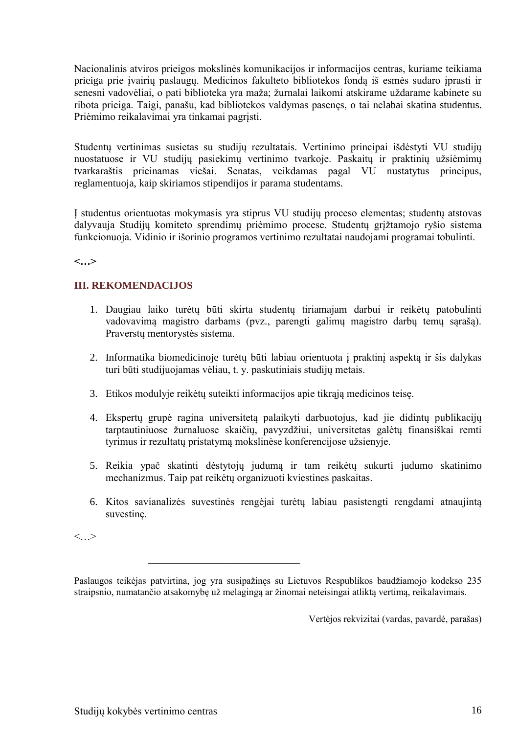Nacionalinis atviros prieigos mokslinės komunikacijos ir informacijos centras, kuriame teikiama prieiga prie įvairių paslaugų. Medicinos fakulteto bibliotekos fondą iš esmės sudaro įprasti ir senesni vadovėliai, o pati biblioteka yra maža; žurnalai laikomi atskirame uždarame kabinete su ribota prieiga. Taigi, panašu, kad bibliotekos valdymas pasenęs, o tai nelabai skatina studentus. Priėmimo reikalavimai yra tinkamai pagrįsti.

Studentų vertinimas susietas su studijų rezultatais. Vertinimo principai išdėstyti VU studijų nuostatuose ir VU studijų pasiekimų vertinimo tvarkoje. Paskaitų ir praktinių užsiėmimų tvarkaraštis prieinamas viešai. Senatas, veikdamas pagal VU nustatytus principus, reglamentuoja, kaip skiriamos stipendijos ir parama studentams.

Į studentus orientuotas mokymasis yra stiprus VU studijų proceso elementas; studentų atstovas dalyvauja Studijų komiteto sprendimų priėmimo procese. Studentų grįžtamojo ryšio sistema funkcionuoja. Vidinio ir išorinio programos vertinimo rezultatai naudojami programai tobulinti.

**<…>**

## III. REKOMENDACIJOS

1. Daugiau laiko turėtų būti skirta studentų tiriamajam darbui ir reikėtų patobulinti vadovavimą magistro darbams (pvz., parengti galimų magistro darbų temų sąrašą). Praverstų mentorystės sistema.

2. Informatika biomedicinoje turėtų būti labiau orientuota į praktinį aspektą ir šis dalykas turi būti studijuojamas vėliau, t. y. paskutiniais studijų metais.

3. Etikos modulyje reikėtų suteikti informacijos apie tikrąją medicinos teisę.

4. Ekspertų grupė ragina universitetą palaikyti darbuotojus, kad jie didintų publikacijų tarptautiniuose žurnaluose skaičių, pavyzdžiui, universitetas galėtų finansiškai remti tyrimus ir rezultatų pristatymą mokslinėse konferencijose užsienyje.

5. Reikia ypač skatinti dėstytojų judumą ir tam reikėtų sukurti judumo skatinimo mechanizmus. Taip pat reikėtų organizuoti kviestines paskaitas.

6. Kitos savianalizės suvestinės rengėjai turėtų labiau pasistengti rengdami atnaujintą suvestinę.

<…>

______________________________

Paslaugos teikėjas patvirtina, jog yra susipažinęs su Lietuvos Respublikos baudžiamojo kodekso 235 straipsnio, numatančio atsakomybę už melagingą ar žinomai neteisingai atliktą vertimą, reikalavimais.

Vertėjos rekvizitai (vardas, pavardė, parašas)